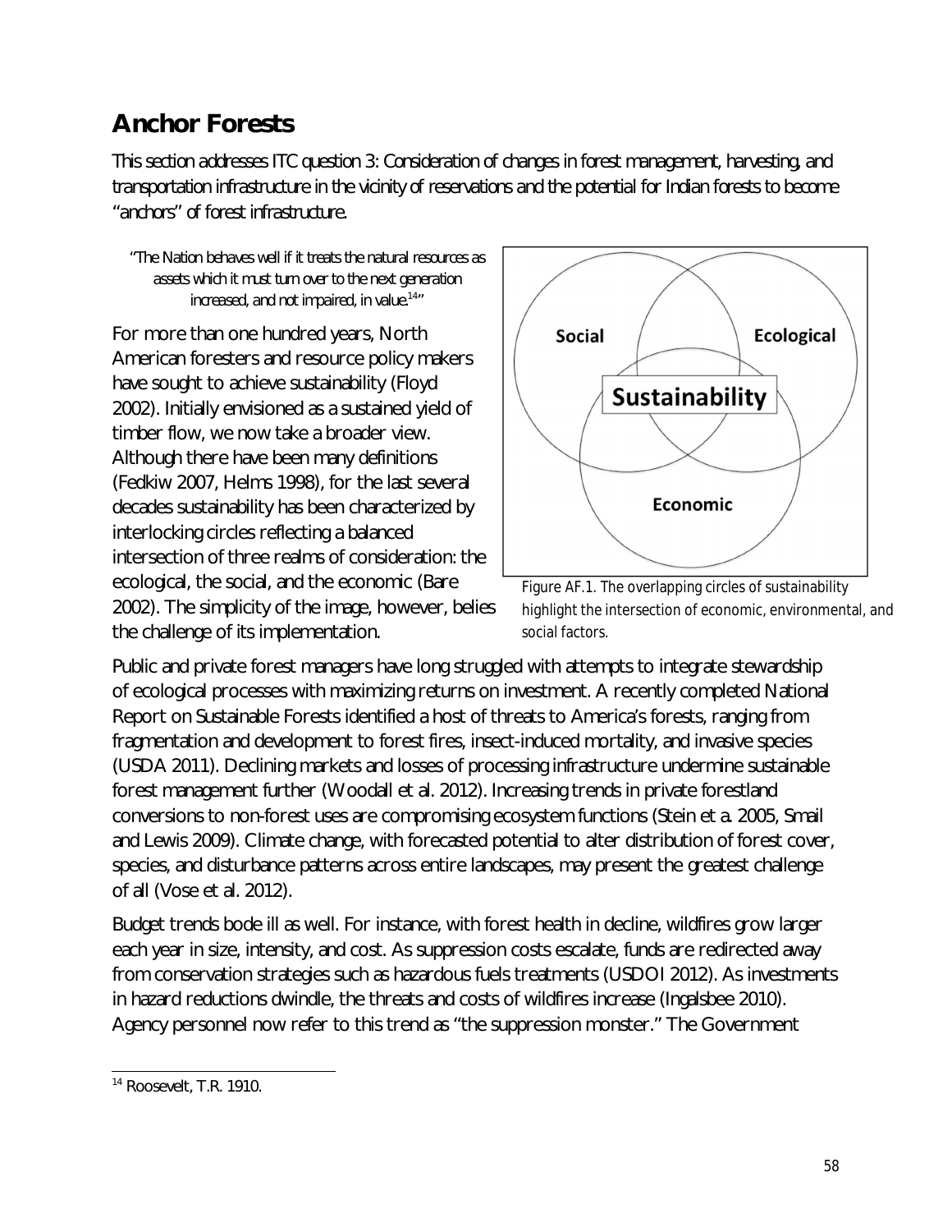# Anchor Forests

This section addresses ITC question 3: Consideration of changes in forest management, harvesting, and transportation infrastructure in the vicinity of reservations and the potential for Indian forests to become "anchors" of forest infrastructure.

> "The Nation behaves well if it treats the natural resources as assets which it must turn over to the next generation increased, and not impaired, in value.[14]"

For more than one hundred years, North American foresters and resource policy makers have sought to achieve sustainability (Floyd 2002). Initially envisioned as a sustained yield of timber flow, we now take a broader view. Although there have been many definitions (Fedkiw 2007, Helms 1998), for the last several decades sustainability has been characterized by interlocking circles reflecting a balanced intersection of three realms of consideration: the ecological, the social, and the economic (Bare 2002). The simplicity of the image, however, belies the challenge of its implementation.

Social | Ecological | Sustainability | Economic

Figure AF.1. The overlapping circles of sustainability highlight the intersection of economic, environmental, and social factors.

Public and private forest managers have long struggled with attempts to integrate stewardship of ecological processes with maximizing returns on investment. A recently completed National Report on Sustainable Forests identified a host of threats to America's forests, ranging from fragmentation and development to forest fires, insect-induced mortality, and invasive species (USDA 2011). Declining markets and losses of processing infrastructure undermine sustainable forest management further (Woodall et al. 2012). Increasing trends in private forestland conversions to non-forest uses are compromising ecosystem functions (Stein et a. 2005, Smail and Lewis 2009). Climate change, with forecasted potential to alter distribution of forest cover, species, and disturbance patterns across entire landscapes, may present the greatest challenge of all (Vose et al. 2012).

Budget trends bode ill as well. For instance, with forest health in decline, wildfires grow larger each year in size, intensity, and cost. As suppression costs escalate, funds are redirected away from conservation strategies such as hazardous fuels treatments (USDOI 2012). As investments in hazard reductions dwindle, the threats and costs of wildfires increase (Ingalsbee 2010). Agency personnel now refer to this trend as "the suppression monster." The Government

[14] Roosevelt, T.R. 1910.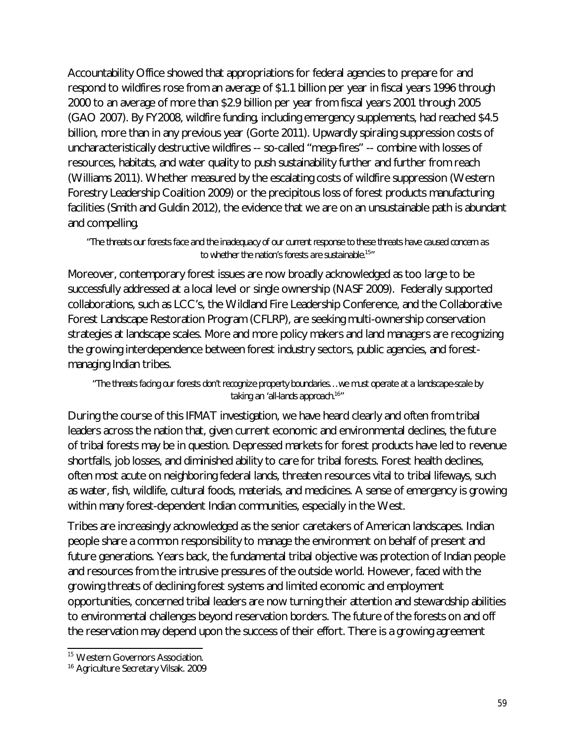Accountability Office showed that appropriations for federal agencies to prepare for and respond to wildfires rose from an average of $1.1 billion per year in fiscal years 1996 through 2000 to an average of more than $2.9 billion per year from fiscal years 2001 through 2005 (GAO 2007). By FY2008, wildfire funding, including emergency supplements, had reached $4.5 billion, more than in any previous year (Gorte 2011). Upwardly spiraling suppression costs of uncharacteristically destructive wildfires -- so-called "mega-fires" -- combine with losses of resources, habitats, and water quality to push sustainability further and further from reach (Williams 2011). Whether measured by the escalating costs of wildfire suppression (Western Forestry Leadership Coalition 2009) or the precipitous loss of forest products manufacturing facilities (Smith and Guldin 2012), the evidence that we are on an unsustainable path is abundant and compelling.

> "The threats our forests face and the inadequacy of our current response to these threats have caused concern as to whether the nation's forests are sustainable.[15]"

Moreover, contemporary forest issues are now broadly acknowledged as too large to be successfully addressed at a local level or single ownership (NASF 2009). Federally supported collaborations, such as LCC's, the Wildland Fire Leadership Conference, and the Collaborative Forest Landscape Restoration Program (CFLRP), are seeking multi-ownership conservation strategies at landscape scales. More and more policy makers and land managers are recognizing the growing interdependence between forest industry sectors, public agencies, and forest-managing Indian tribes.

> "The threats facing our forests don't recognize property boundaries…we must operate at a landscape-scale by taking an 'all-lands approach.[16]"

During the course of this IFMAT investigation, we have heard clearly and often from tribal leaders across the nation that, given current economic and environmental declines, the future of tribal forests may be in question. Depressed markets for forest products have led to revenue shortfalls, job losses, and diminished ability to care for tribal forests. Forest health declines, often most acute on neighboring federal lands, threaten resources vital to tribal lifeways, such as water, fish, wildlife, cultural foods, materials, and medicines. A sense of emergency is growing within many forest-dependent Indian communities, especially in the West.

Tribes are increasingly acknowledged as the senior caretakers of American landscapes. Indian people share a common responsibility to manage the environment on behalf of present and future generations. Years back, the fundamental tribal objective was protection of Indian people and resources from the intrusive pressures of the outside world. However, faced with the growing threats of declining forest systems and limited economic and employment opportunities, concerned tribal leaders are now turning their attention and stewardship abilities to environmental challenges beyond reservation borders. The future of the forests on and off the reservation may depend upon the success of their effort. There is a growing agreement

---

[15] Western Governors Association.

[16] Agriculture Secretary Vilsak. 2009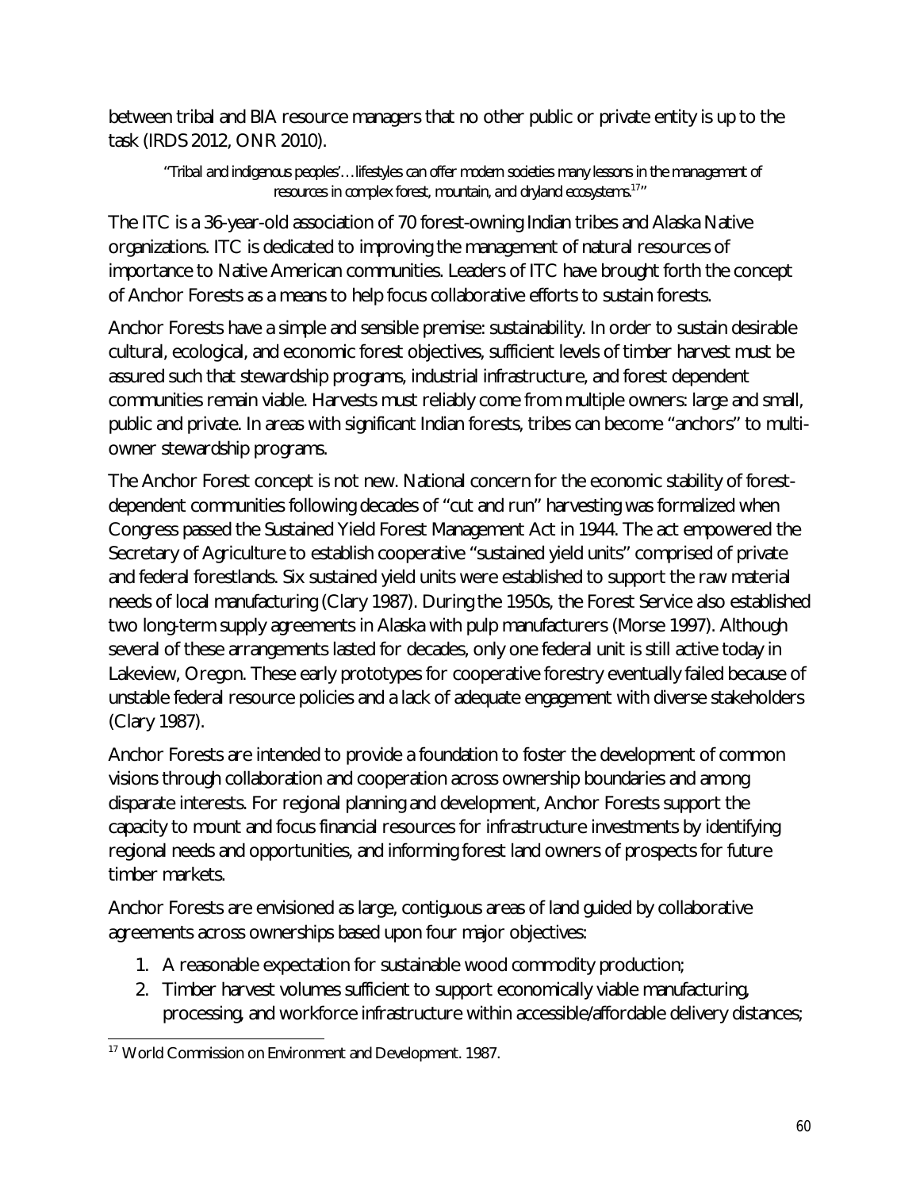between tribal and BIA resource managers that no other public or private entity is up to the task (IRDS 2012, ONR 2010).

> "Tribal and indigenous peoples'…lifestyles can offer modern societies many lessons in the management of resources in complex forest, mountain, and dryland ecosystems.[17]"

The ITC is a 36-year-old association of 70 forest-owning Indian tribes and Alaska Native organizations. ITC is dedicated to improving the management of natural resources of importance to Native American communities. Leaders of ITC have brought forth the concept of Anchor Forests as a means to help focus collaborative efforts to sustain forests.

Anchor Forests have a simple and sensible premise: sustainability. In order to sustain desirable cultural, ecological, and economic forest objectives, sufficient levels of timber harvest must be assured such that stewardship programs, industrial infrastructure, and forest dependent communities remain viable. Harvests must reliably come from multiple owners: large and small, public and private. In areas with significant Indian forests, tribes can become "anchors" to multi-owner stewardship programs.

The Anchor Forest concept is not new. National concern for the economic stability of forest-dependent communities following decades of "cut and run" harvesting was formalized when Congress passed the Sustained Yield Forest Management Act in 1944. The act empowered the Secretary of Agriculture to establish cooperative "sustained yield units" comprised of private and federal forestlands. Six sustained yield units were established to support the raw material needs of local manufacturing (Clary 1987). During the 1950s, the Forest Service also established two long-term supply agreements in Alaska with pulp manufacturers (Morse 1997). Although several of these arrangements lasted for decades, only one federal unit is still active today in Lakeview, Oregon. These early prototypes for cooperative forestry eventually failed because of unstable federal resource policies and a lack of adequate engagement with diverse stakeholders (Clary 1987).

Anchor Forests are intended to provide a foundation to foster the development of common visions through collaboration and cooperation across ownership boundaries and among disparate interests. For regional planning and development, Anchor Forests support the capacity to mount and focus financial resources for infrastructure investments by identifying regional needs and opportunities, and informing forest land owners of prospects for future timber markets.

Anchor Forests are envisioned as large, contiguous areas of land guided by collaborative agreements across ownerships based upon four major objectives:

1. A reasonable expectation for sustainable wood commodity production;
2. Timber harvest volumes sufficient to support economically viable manufacturing, processing, and workforce infrastructure within accessible/affordable delivery distances;

[17] World Commission on Environment and Development. 1987.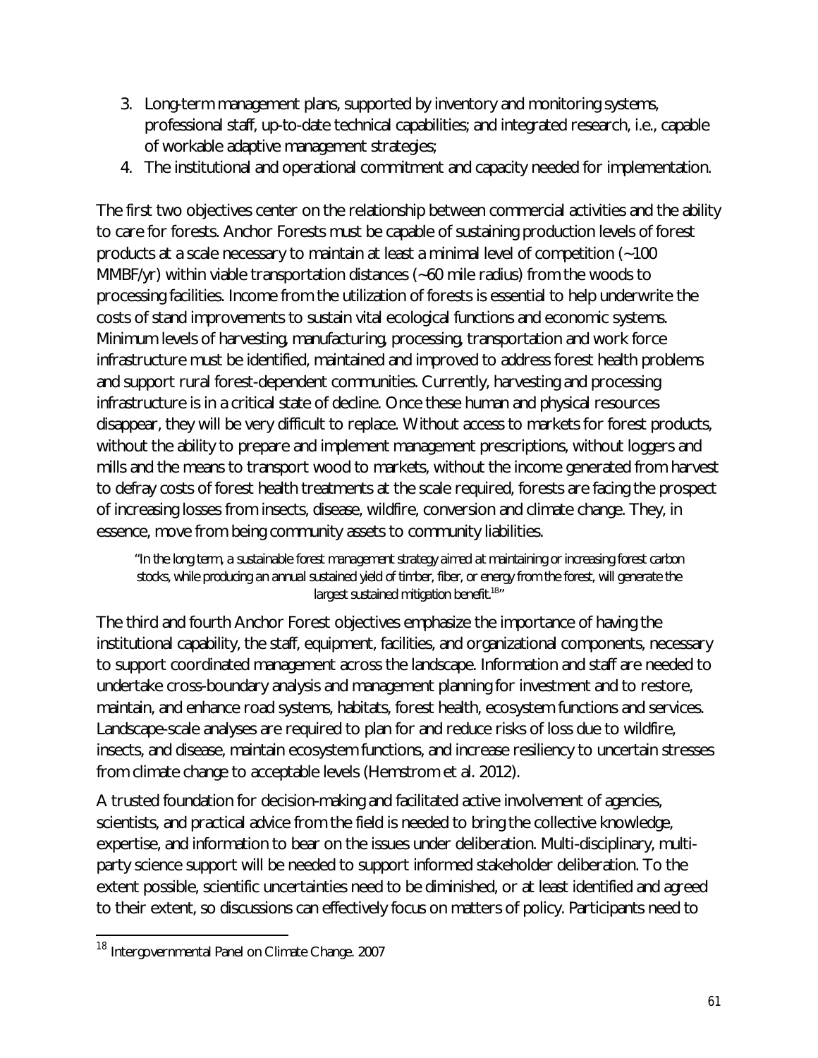3. Long-term management plans, supported by inventory and monitoring systems, professional staff, up-to-date technical capabilities; and integrated research, i.e., capable of workable adaptive management strategies;
4. The institutional and operational commitment and capacity needed for implementation.

The first two objectives center on the relationship between commercial activities and the ability to care for forests. Anchor Forests must be capable of sustaining production levels of forest products at a scale necessary to maintain at least a minimal level of competition (~100 MMBF/yr) within viable transportation distances (~60 mile radius) from the woods to processing facilities. Income from the utilization of forests is essential to help underwrite the costs of stand improvements to sustain vital ecological functions and economic systems. Minimum levels of harvesting, manufacturing, processing, transportation and work force infrastructure must be identified, maintained and improved to address forest health problems and support rural forest-dependent communities. Currently, harvesting and processing infrastructure is in a critical state of decline. Once these human and physical resources disappear, they will be very difficult to replace. Without access to markets for forest products, without the ability to prepare and implement management prescriptions, without loggers and mills and the means to transport wood to markets, without the income generated from harvest to defray costs of forest health treatments at the scale required, forests are facing the prospect of increasing losses from insects, disease, wildfire, conversion and climate change. They, in essence, move from being community assets to community liabilities.

> "In the long term, a sustainable forest management strategy aimed at maintaining or increasing forest carbon stocks, while producing an annual sustained yield of timber, fiber, or energy from the forest, will generate the largest sustained mitigation benefit.[18]"

The third and fourth Anchor Forest objectives emphasize the importance of having the institutional capability, the staff, equipment, facilities, and organizational components, necessary to support coordinated management across the landscape. Information and staff are needed to undertake cross-boundary analysis and management planning for investment and to restore, maintain, and enhance road systems, habitats, forest health, ecosystem functions and services. Landscape-scale analyses are required to plan for and reduce risks of loss due to wildfire, insects, and disease, maintain ecosystem functions, and increase resiliency to uncertain stresses from climate change to acceptable levels (Hemstrom et al. 2012).

A trusted foundation for decision-making and facilitated active involvement of agencies, scientists, and practical advice from the field is needed to bring the collective knowledge, expertise, and information to bear on the issues under deliberation. Multi-disciplinary, multi-party science support will be needed to support informed stakeholder deliberation. To the extent possible, scientific uncertainties need to be diminished, or at least identified and agreed to their extent, so discussions can effectively focus on matters of policy. Participants need to

---

[18] Intergovernmental Panel on Climate Change. 2007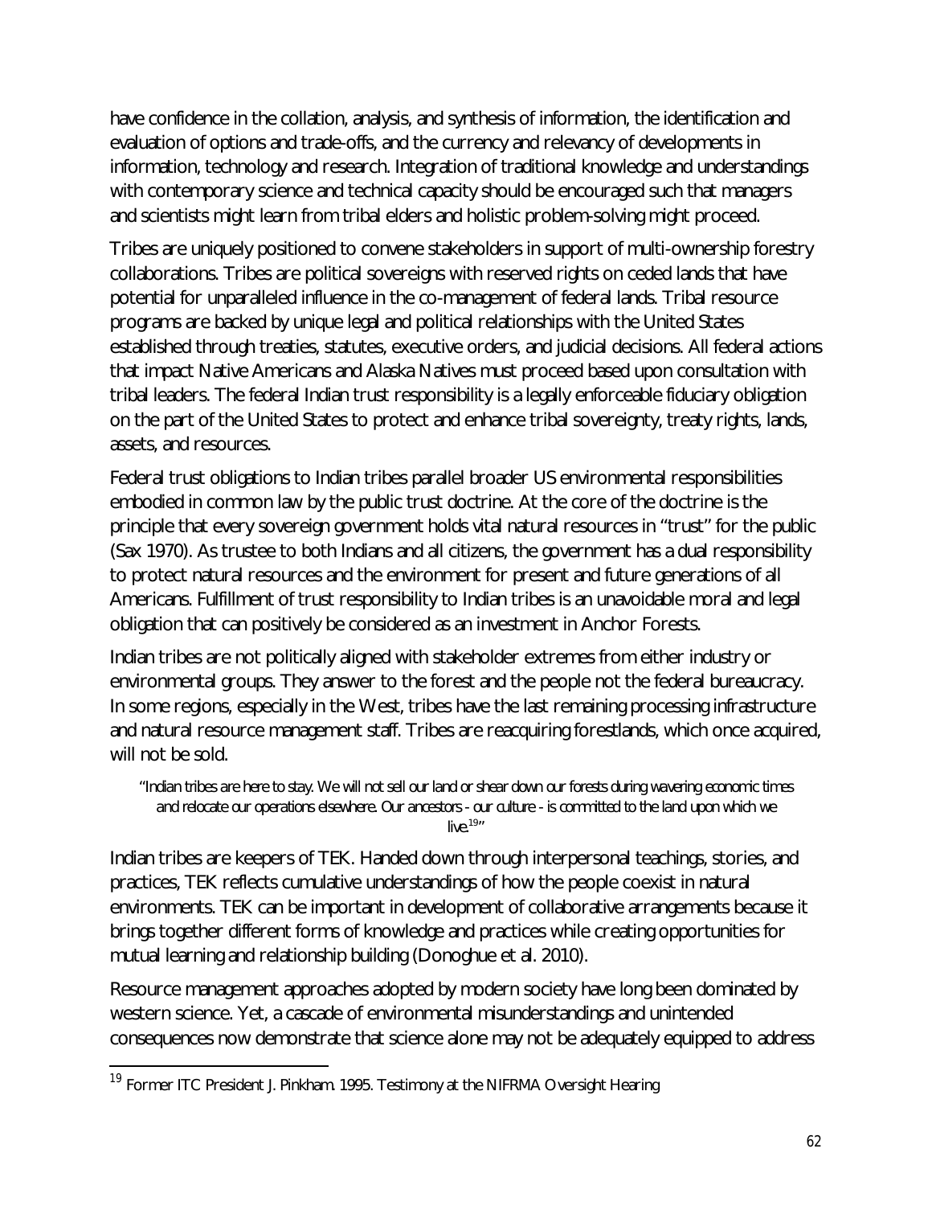have confidence in the collation, analysis, and synthesis of information, the identification and evaluation of options and trade-offs, and the currency and relevancy of developments in information, technology and research. Integration of traditional knowledge and understandings with contemporary science and technical capacity should be encouraged such that managers and scientists might learn from tribal elders and holistic problem-solving might proceed.

Tribes are uniquely positioned to convene stakeholders in support of multi-ownership forestry collaborations. Tribes are political sovereigns with reserved rights on ceded lands that have potential for unparalleled influence in the co-management of federal lands. Tribal resource programs are backed by unique legal and political relationships with the United States established through treaties, statutes, executive orders, and judicial decisions. All federal actions that impact Native Americans and Alaska Natives must proceed based upon consultation with tribal leaders. The federal Indian trust responsibility is a legally enforceable fiduciary obligation on the part of the United States to protect and enhance tribal sovereignty, treaty rights, lands, assets, and resources.

Federal trust obligations to Indian tribes parallel broader US environmental responsibilities embodied in common law by the public trust doctrine. At the core of the doctrine is the principle that every sovereign government holds vital natural resources in "trust" for the public (Sax 1970). As trustee to both Indians and all citizens, the government has a dual responsibility to protect natural resources and the environment for present and future generations of all Americans. Fulfillment of trust responsibility to Indian tribes is an unavoidable moral and legal obligation that can positively be considered as an investment in Anchor Forests.

Indian tribes are not politically aligned with stakeholder extremes from either industry or environmental groups. They answer to the forest and the people not the federal bureaucracy. In some regions, especially in the West, tribes have the last remaining processing infrastructure and natural resource management staff. Tribes are reacquiring forestlands, which once acquired, will not be sold.

> "Indian tribes are here to stay. We will not sell our land or shear down our forests during wavering economic times and relocate our operations elsewhere. Our ancestors - our culture - is committed to the land upon which we live.[19]"

Indian tribes are keepers of TEK. Handed down through interpersonal teachings, stories, and practices, TEK reflects cumulative understandings of how the people coexist in natural environments. TEK can be important in development of collaborative arrangements because it brings together different forms of knowledge and practices while creating opportunities for mutual learning and relationship building (Donoghue et al. 2010).

Resource management approaches adopted by modern society have long been dominated by western science. Yet, a cascade of environmental misunderstandings and unintended consequences now demonstrate that science alone may not be adequately equipped to address

[19] Former ITC President J. Pinkham. 1995. Testimony at the NIFRMA Oversight Hearing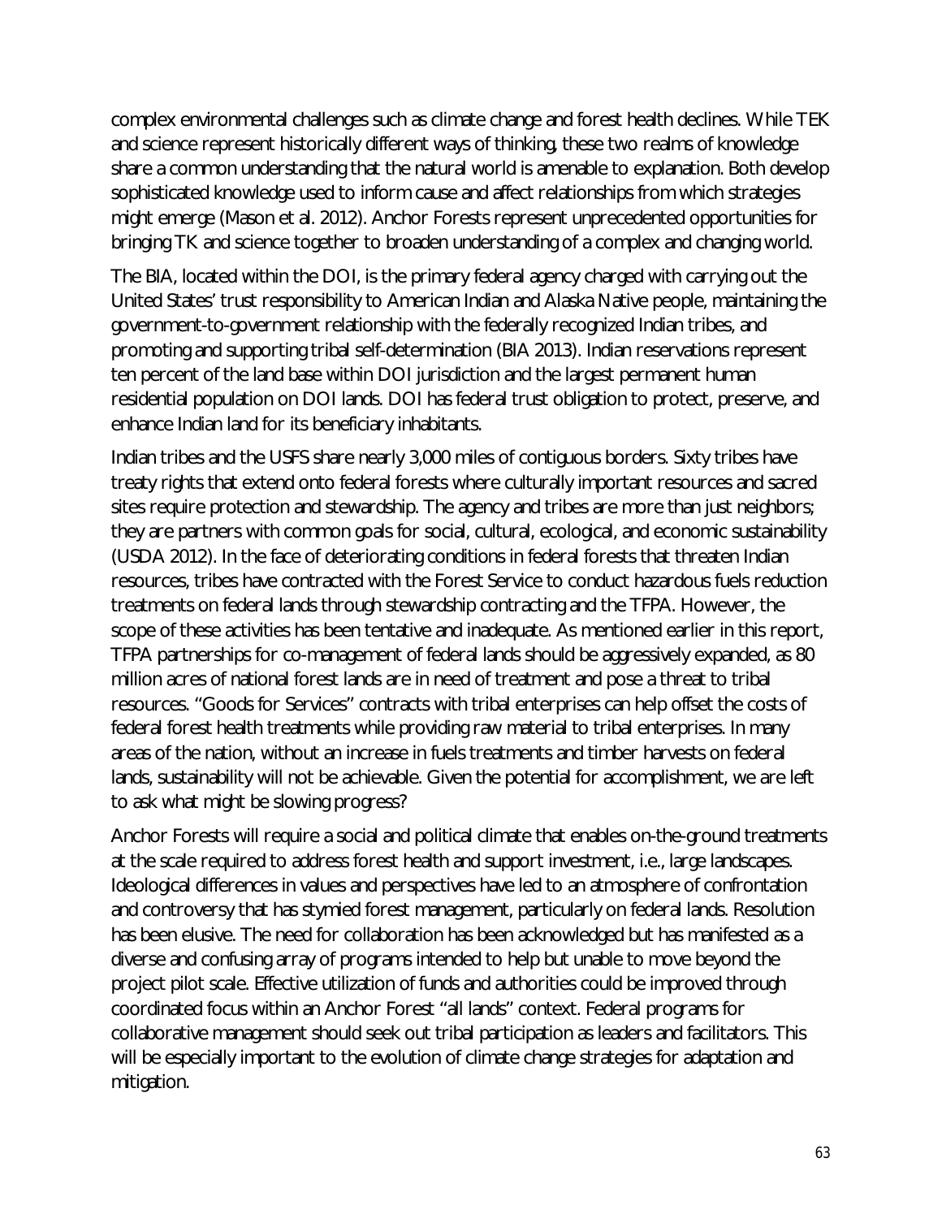complex environmental challenges such as climate change and forest health declines. While TEK and science represent historically different ways of thinking, these two realms of knowledge share a common understanding that the natural world is amenable to explanation. Both develop sophisticated knowledge used to inform cause and affect relationships from which strategies might emerge (Mason et al. 2012). Anchor Forests represent unprecedented opportunities for bringing TK and science together to broaden understanding of a complex and changing world.

The BIA, located within the DOI, is the primary federal agency charged with carrying out the United States' trust responsibility to American Indian and Alaska Native people, maintaining the government-to-government relationship with the federally recognized Indian tribes, and promoting and supporting tribal self-determination (BIA 2013). Indian reservations represent ten percent of the land base within DOI jurisdiction and the largest permanent human residential population on DOI lands. DOI has federal trust obligation to protect, preserve, and enhance Indian land for its beneficiary inhabitants.

Indian tribes and the USFS share nearly 3,000 miles of contiguous borders. Sixty tribes have treaty rights that extend onto federal forests where culturally important resources and sacred sites require protection and stewardship. The agency and tribes are more than just neighbors; they are partners with common goals for social, cultural, ecological, and economic sustainability (USDA 2012). In the face of deteriorating conditions in federal forests that threaten Indian resources, tribes have contracted with the Forest Service to conduct hazardous fuels reduction treatments on federal lands through stewardship contracting and the TFPA. However, the scope of these activities has been tentative and inadequate. As mentioned earlier in this report, TFPA partnerships for co-management of federal lands should be aggressively expanded, as 80 million acres of national forest lands are in need of treatment and pose a threat to tribal resources. "Goods for Services" contracts with tribal enterprises can help offset the costs of federal forest health treatments while providing raw material to tribal enterprises. In many areas of the nation, without an increase in fuels treatments and timber harvests on federal lands, sustainability will not be achievable. Given the potential for accomplishment, we are left to ask what might be slowing progress?

Anchor Forests will require a social and political climate that enables on-the-ground treatments at the scale required to address forest health and support investment, i.e., large landscapes. Ideological differences in values and perspectives have led to an atmosphere of confrontation and controversy that has stymied forest management, particularly on federal lands. Resolution has been elusive. The need for collaboration has been acknowledged but has manifested as a diverse and confusing array of programs intended to help but unable to move beyond the project pilot scale. Effective utilization of funds and authorities could be improved through coordinated focus within an Anchor Forest "all lands" context. Federal programs for collaborative management should seek out tribal participation as leaders and facilitators. This will be especially important to the evolution of climate change strategies for adaptation and mitigation.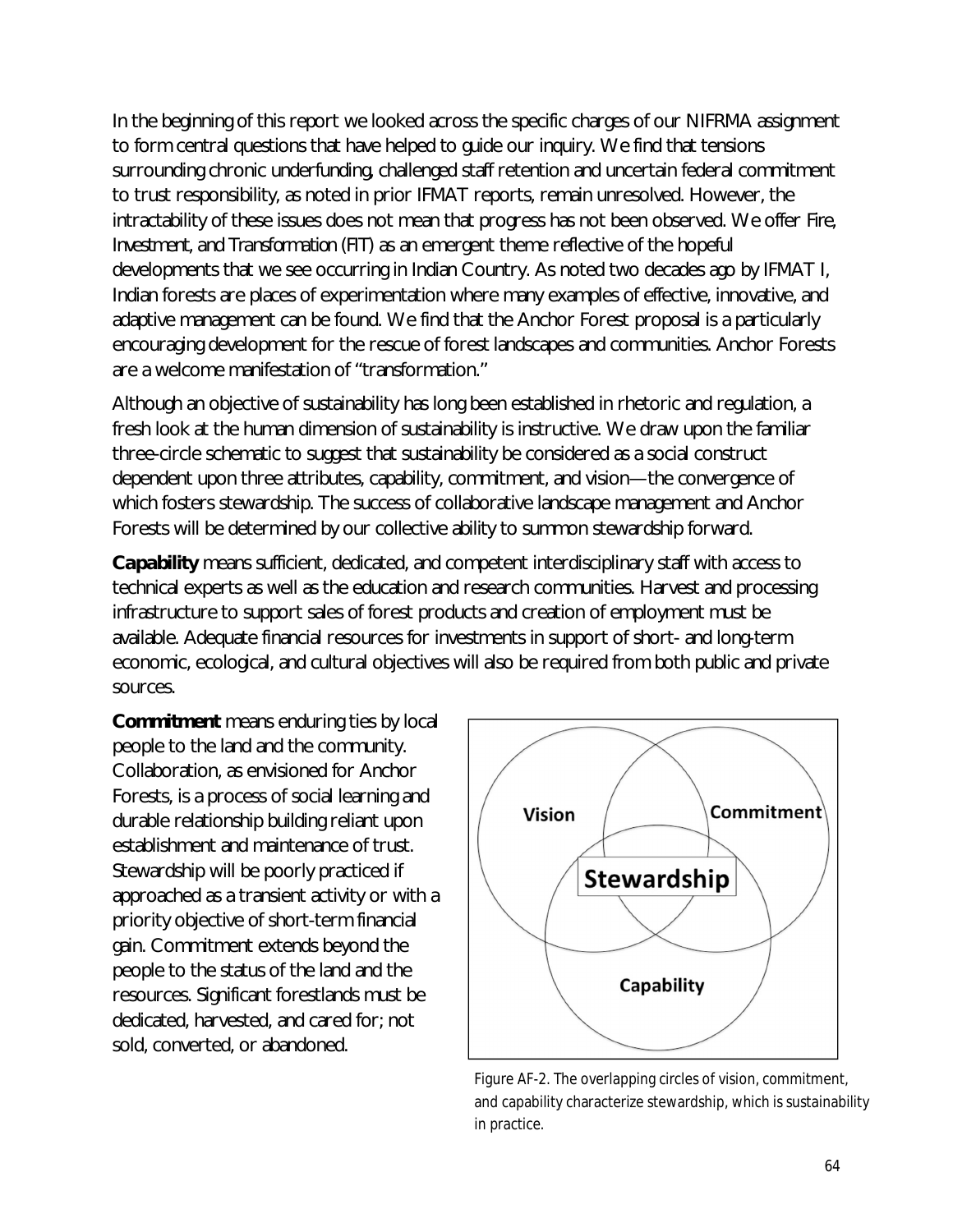In the beginning of this report we looked across the specific charges of our NIFRMA assignment to form central questions that have helped to guide our inquiry. We find that tensions surrounding chronic underfunding, challenged staff retention and uncertain federal commitment to trust responsibility, as noted in prior IFMAT reports, remain unresolved. However, the intractability of these issues does not mean that progress has not been observed. We offer Fire, Investment, and Transformation (FIT) as an emergent theme reflective of the hopeful developments that we see occurring in Indian Country. As noted two decades ago by IFMAT I, Indian forests are places of experimentation where many examples of effective, innovative, and adaptive management can be found. We find that the Anchor Forest proposal is a particularly encouraging development for the rescue of forest landscapes and communities. Anchor Forests are a welcome manifestation of "transformation."

Although an objective of sustainability has long been established in rhetoric and regulation, a fresh look at the human dimension of sustainability is instructive. We draw upon the familiar three-circle schematic to suggest that sustainability be considered as a social construct dependent upon three attributes, capability, commitment, and vision—the convergence of which fosters stewardship. The success of collaborative landscape management and Anchor Forests will be determined by our collective ability to summon stewardship forward.

**Capability** means sufficient, dedicated, and competent interdisciplinary staff with access to technical experts as well as the education and research communities. Harvest and processing infrastructure to support sales of forest products and creation of employment must be available. Adequate financial resources for investments in support of short- and long-term economic, ecological, and cultural objectives will also be required from both public and private sources.

**Commitment** means enduring ties by local people to the land and the community. Collaboration, as envisioned for Anchor Forests, is a process of social learning and durable relationship building reliant upon establishment and maintenance of trust. Stewardship will be poorly practiced if approached as a transient activity or with a priority objective of short-term financial gain. Commitment extends beyond the people to the status of the land and the resources. Significant forestlands must be dedicated, harvested, and cared for; not sold, converted, or abandoned.

Vision | Commitment | Stewardship | Capability

Figure AF-2. The overlapping circles of vision, commitment, and capability characterize stewardship, which is sustainability in practice.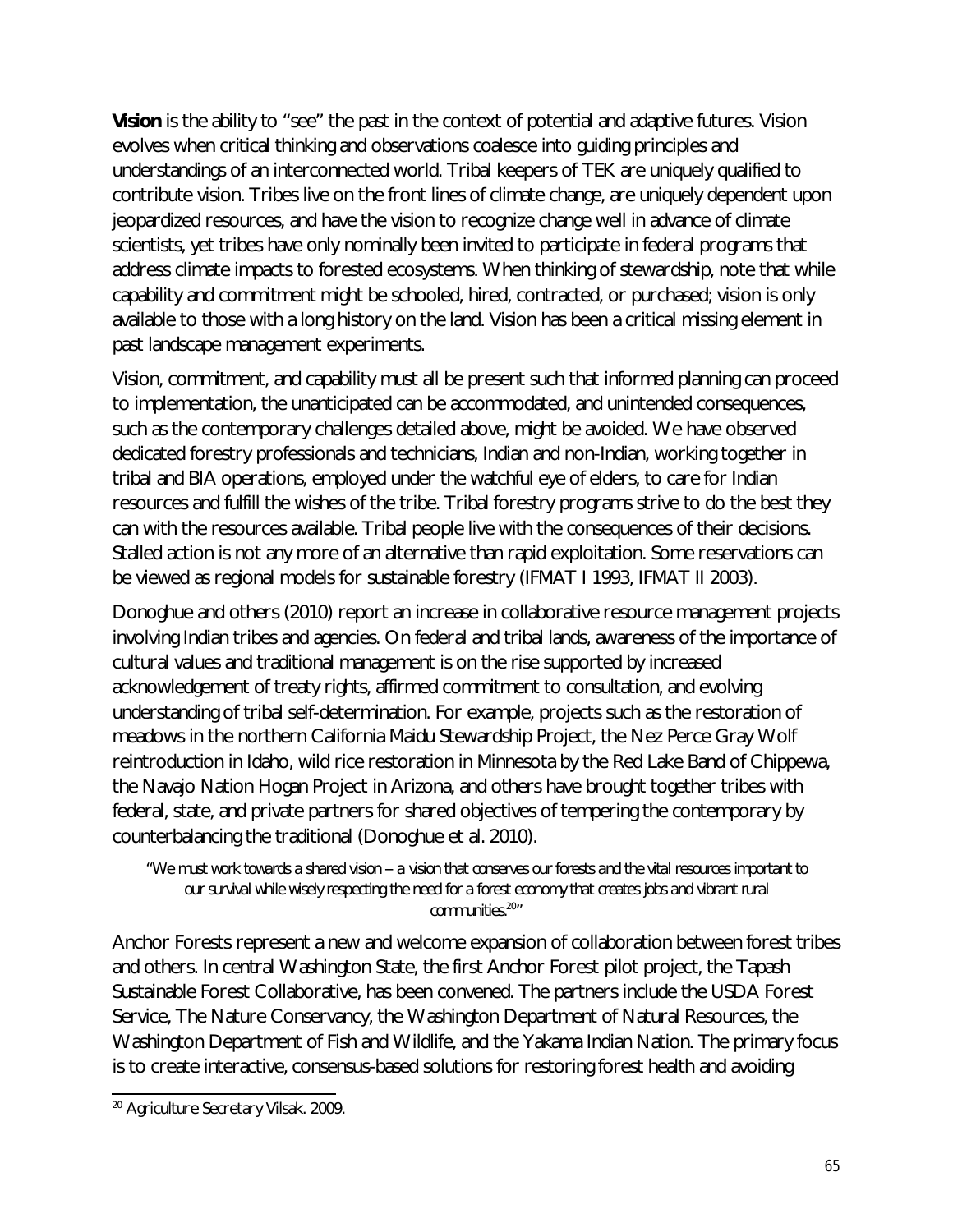**Vision** is the ability to "see" the past in the context of potential and adaptive futures. Vision evolves when critical thinking and observations coalesce into guiding principles and understandings of an interconnected world. Tribal keepers of TEK are uniquely qualified to contribute vision. Tribes live on the front lines of climate change, are uniquely dependent upon jeopardized resources, and have the vision to recognize change well in advance of climate scientists, yet tribes have only nominally been invited to participate in federal programs that address climate impacts to forested ecosystems. When thinking of stewardship, note that while capability and commitment might be schooled, hired, contracted, or purchased; vision is only available to those with a long history on the land. Vision has been a critical missing element in past landscape management experiments.

Vision, commitment, and capability must all be present such that informed planning can proceed to implementation, the unanticipated can be accommodated, and unintended consequences, such as the contemporary challenges detailed above, might be avoided. We have observed dedicated forestry professionals and technicians, Indian and non-Indian, working together in tribal and BIA operations, employed under the watchful eye of elders, to care for Indian resources and fulfill the wishes of the tribe. Tribal forestry programs strive to do the best they can with the resources available. Tribal people live with the consequences of their decisions. Stalled action is not any more of an alternative than rapid exploitation. Some reservations can be viewed as regional models for sustainable forestry (IFMAT I 1993, IFMAT II 2003).

Donoghue and others (2010) report an increase in collaborative resource management projects involving Indian tribes and agencies. On federal and tribal lands, awareness of the importance of cultural values and traditional management is on the rise supported by increased acknowledgement of treaty rights, affirmed commitment to consultation, and evolving understanding of tribal self-determination. For example, projects such as the restoration of meadows in the northern California Maidu Stewardship Project, the Nez Perce Gray Wolf reintroduction in Idaho, wild rice restoration in Minnesota by the Red Lake Band of Chippewa, the Navajo Nation Hogan Project in Arizona, and others have brought together tribes with federal, state, and private partners for shared objectives of tempering the contemporary by counterbalancing the traditional (Donoghue et al. 2010).

> "We must work towards a shared vision – a vision that conserves our forests and the vital resources important to our survival while wisely respecting the need for a forest economy that creates jobs and vibrant rural communities.[20]"

Anchor Forests represent a new and welcome expansion of collaboration between forest tribes and others. In central Washington State, the first Anchor Forest pilot project, the Tapash Sustainable Forest Collaborative, has been convened. The partners include the USDA Forest Service, The Nature Conservancy, the Washington Department of Natural Resources, the Washington Department of Fish and Wildlife, and the Yakama Indian Nation. The primary focus is to create interactive, consensus-based solutions for restoring forest health and avoiding

---

[20] Agriculture Secretary Vilsak. 2009.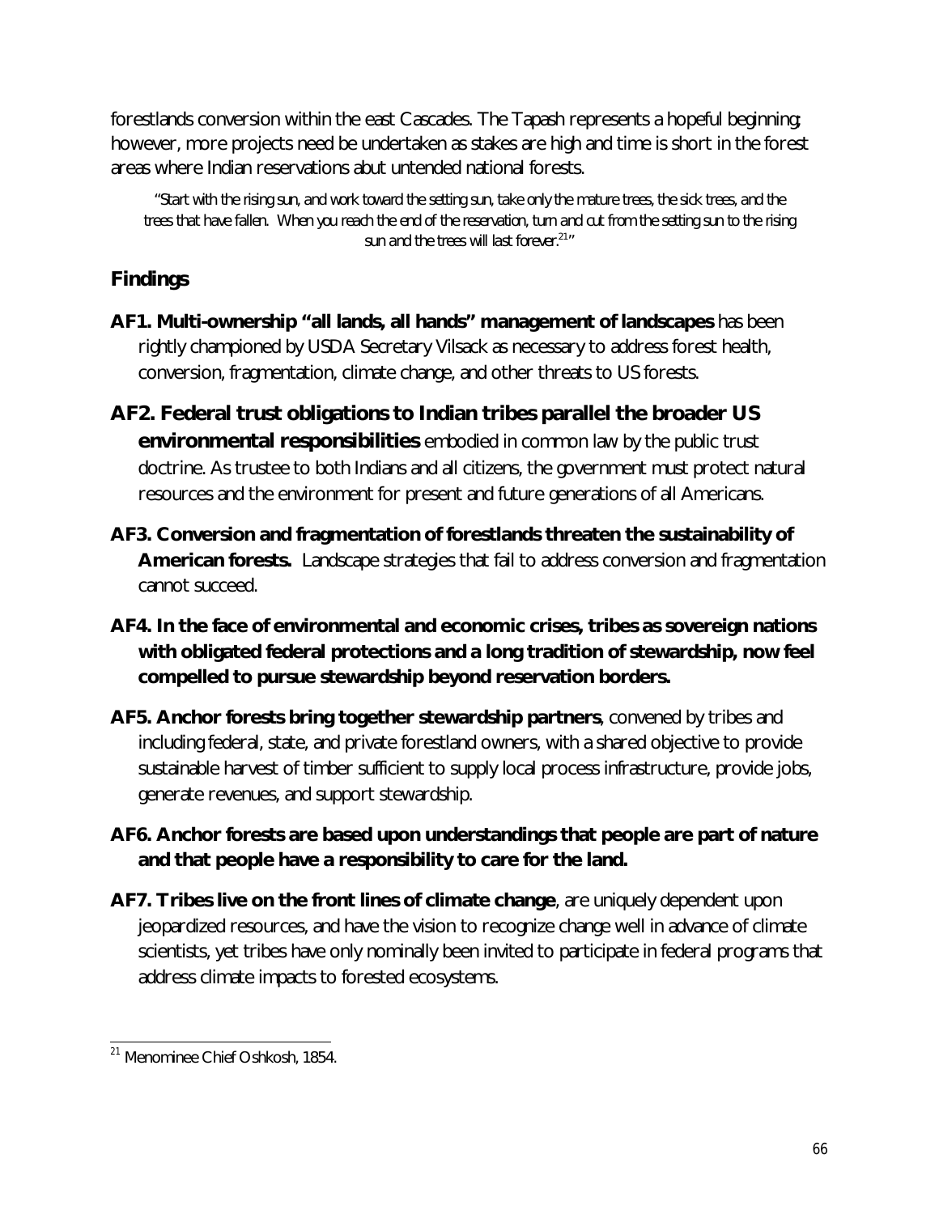forestlands conversion within the east Cascades. The Tapash represents a hopeful beginning; however, more projects need be undertaken as stakes are high and time is short in the forest areas where Indian reservations abut untended national forests.

> "Start with the rising sun, and work toward the setting sun, take only the mature trees, the sick trees, and the trees that have fallen. When you reach the end of the reservation, turn and cut from the setting sun to the rising sun and the trees will last forever.[21]"

## Findings

**AF1. Multi-ownership "all lands, all hands" management of landscapes** has been rightly championed by USDA Secretary Vilsack as necessary to address forest health, conversion, fragmentation, climate change, and other threats to US forests.

**AF2. Federal trust obligations to Indian tribes parallel the broader US environmental responsibilities** embodied in common law by the public trust doctrine. As trustee to both Indians and all citizens, the government must protect natural resources and the environment for present and future generations of all Americans.

**AF3. Conversion and fragmentation of forestlands threaten the sustainability of American forests.** Landscape strategies that fail to address conversion and fragmentation cannot succeed.

**AF4. In the face of environmental and economic crises, tribes as sovereign nations with obligated federal protections and a long tradition of stewardship, now feel compelled to pursue stewardship beyond reservation borders.**

**AF5. Anchor forests bring together stewardship partners**, convened by tribes and including federal, state, and private forestland owners, with a shared objective to provide sustainable harvest of timber sufficient to supply local process infrastructure, provide jobs, generate revenues, and support stewardship.

**AF6. Anchor forests are based upon understandings that people are part of nature and that people have a responsibility to care for the land.**

**AF7. Tribes live on the front lines of climate change**, are uniquely dependent upon jeopardized resources, and have the vision to recognize change well in advance of climate scientists, yet tribes have only nominally been invited to participate in federal programs that address climate impacts to forested ecosystems.

---

[21] Menominee Chief Oshkosh, 1854.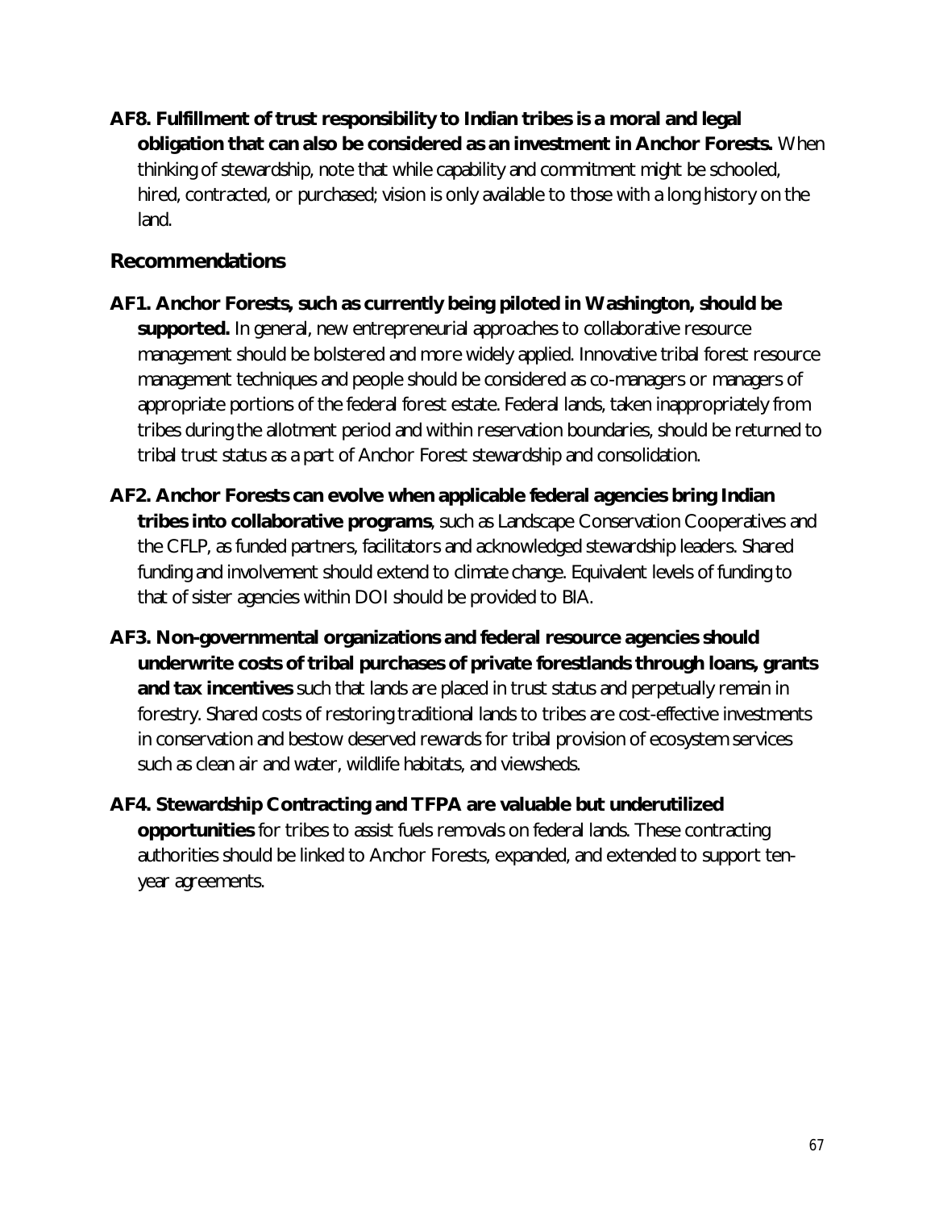**AF8. Fulfillment of trust responsibility to Indian tribes is a moral and legal obligation that can also be considered as an investment in Anchor Forests.** When thinking of stewardship, note that while capability and commitment might be schooled, hired, contracted, or purchased; vision is only available to those with a long history on the land.

## Recommendations

**AF1. Anchor Forests, such as currently being piloted in Washington, should be supported.** In general, new entrepreneurial approaches to collaborative resource management should be bolstered and more widely applied. Innovative tribal forest resource management techniques and people should be considered as co-managers or managers of appropriate portions of the federal forest estate. Federal lands, taken inappropriately from tribes during the allotment period and within reservation boundaries, should be returned to tribal trust status as a part of Anchor Forest stewardship and consolidation.

**AF2. Anchor Forests can evolve when applicable federal agencies bring Indian tribes into collaborative programs**, such as Landscape Conservation Cooperatives and the CFLP, as funded partners, facilitators and acknowledged stewardship leaders. Shared funding and involvement should extend to climate change. Equivalent levels of funding to that of sister agencies within DOI should be provided to BIA.

**AF3. Non-governmental organizations and federal resource agencies should underwrite costs of tribal purchases of private forestlands through loans, grants and tax incentives** such that lands are placed in trust status and perpetually remain in forestry. Shared costs of restoring traditional lands to tribes are cost-effective investments in conservation and bestow deserved rewards for tribal provision of ecosystem services such as clean air and water, wildlife habitats, and viewsheds.

**AF4. Stewardship Contracting and TFPA are valuable but underutilized opportunities** for tribes to assist fuels removals on federal lands. These contracting authorities should be linked to Anchor Forests, expanded, and extended to support ten-year agreements.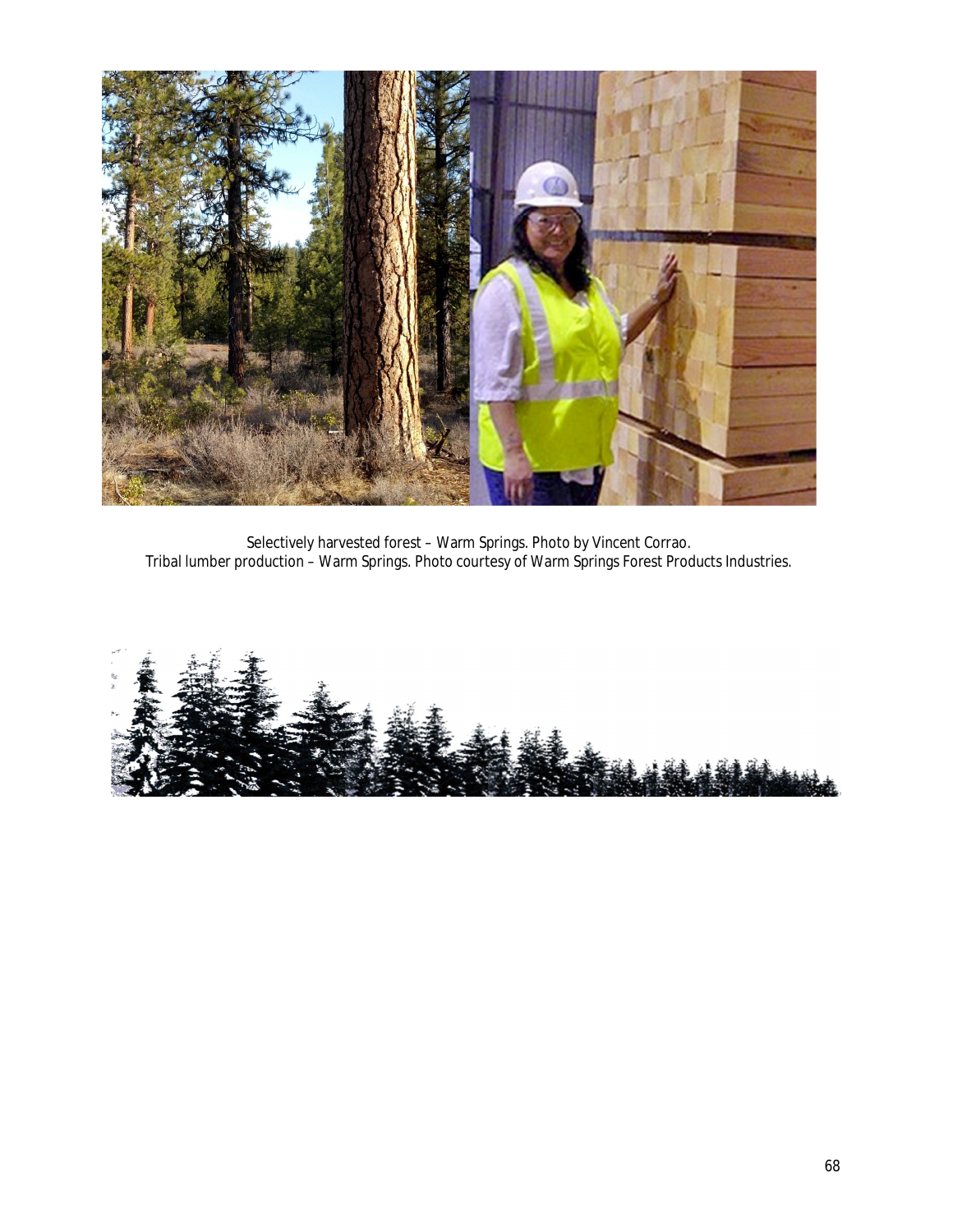Selectively harvested forest – Warm Springs. Photo by Vincent Corrao.
Tribal lumber production – Warm Springs. Photo courtesy of Warm Springs Forest Products Industries.